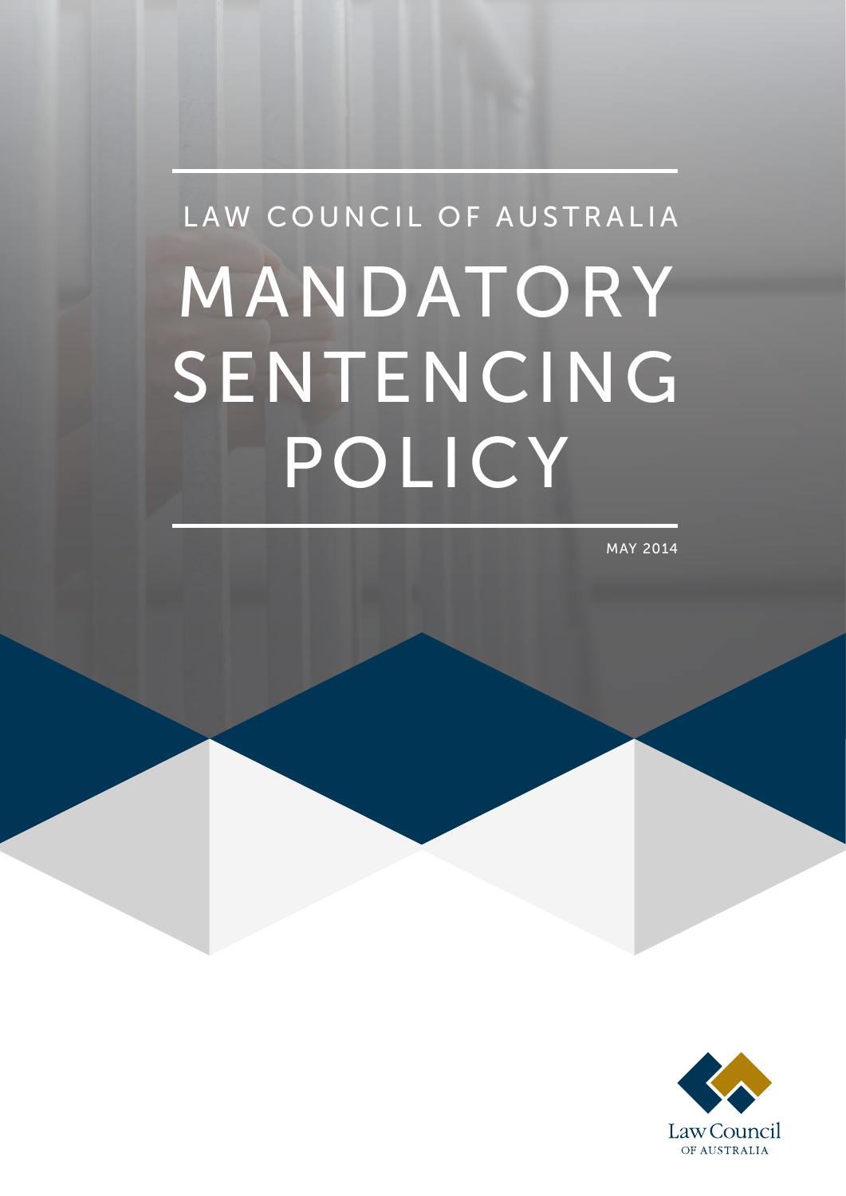LAW COUNCIL OF AUSTRALIA

# MANDATORY SENTENCING POLICY

MAY 2014

Law Council
OF AUSTRALIA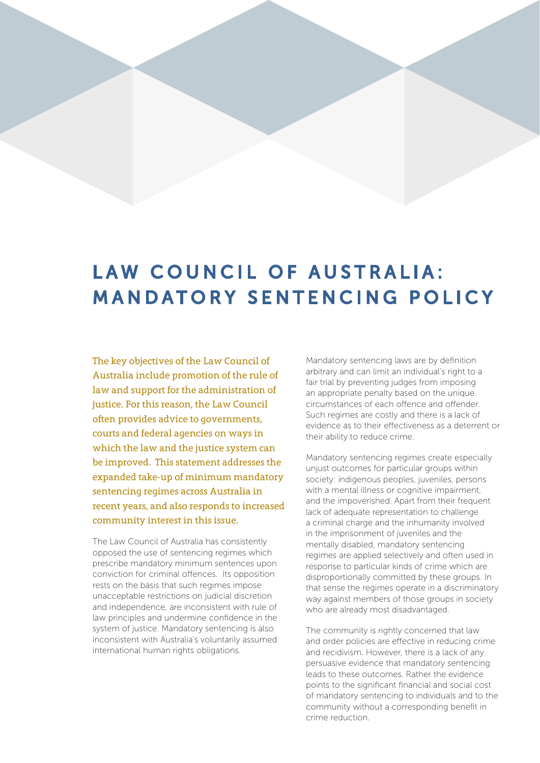# LAW COUNCIL OF AUSTRALIA: MANDATORY SENTENCING POLICY

The key objectives of the Law Council of Australia include promotion of the rule of law and support for the administration of justice. For this reason, the Law Council often provides advice to governments, courts and federal agencies on ways in which the law and the justice system can be improved. This statement addresses the expanded take-up of minimum mandatory sentencing regimes across Australia in recent years, and also responds to increased community interest in this issue.

The Law Council of Australia has consistently opposed the use of sentencing regimes which prescribe mandatory minimum sentences upon conviction for criminal offences. Its opposition rests on the basis that such regimes impose unacceptable restrictions on judicial discretion and independence, are inconsistent with rule of law principles and undermine confidence in the system of justice. Mandatory sentencing is also inconsistent with Australia's voluntarily assumed international human rights obligations.

Mandatory sentencing laws are by definition arbitrary and can limit an individual's right to a fair trial by preventing judges from imposing an appropriate penalty based on the unique circumstances of each offence and offender. Such regimes are costly and there is a lack of evidence as to their effectiveness as a deterrent or their ability to reduce crime.

Mandatory sentencing regimes create especially unjust outcomes for particular groups within society: indigenous peoples, juveniles, persons with a mental illness or cognitive impairment, and the impoverished. Apart from their frequent lack of adequate representation to challenge a criminal charge and the inhumanity involved in the imprisonment of juveniles and the mentally disabled, mandatory sentencing regimes are applied selectively and often used in response to particular kinds of crime which are disproportionally committed by these groups. In that sense the regimes operate in a discriminatory way against members of those groups in society who are already most disadvantaged.

The community is rightly concerned that law and order policies are effective in reducing crime and recidivism. However, there is a lack of any persuasive evidence that mandatory sentencing leads to these outcomes. Rather the evidence points to the significant financial and social cost of mandatory sentencing to individuals and to the community without a corresponding benefit in crime reduction.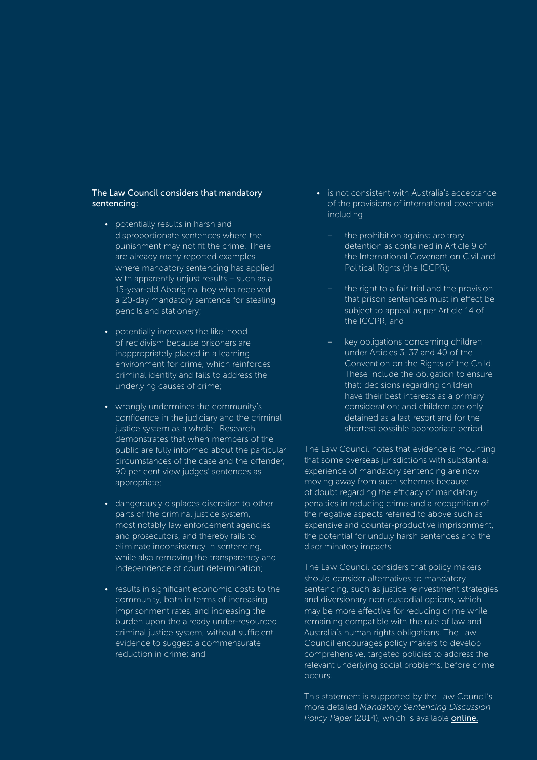The Law Council considers that mandatory sentencing:

- potentially results in harsh and disproportionate sentences where the punishment may not fit the crime. There are already many reported examples where mandatory sentencing has applied with apparently unjust results – such as a 15-year-old Aboriginal boy who received a 20-day mandatory sentence for stealing pencils and stationery;
- potentially increases the likelihood of recidivism because prisoners are inappropriately placed in a learning environment for crime, which reinforces criminal identity and fails to address the underlying causes of crime;
- wrongly undermines the community's confidence in the judiciary and the criminal justice system as a whole. Research demonstrates that when members of the public are fully informed about the particular circumstances of the case and the offender, 90 per cent view judges' sentences as appropriate;
- dangerously displaces discretion to other parts of the criminal justice system, most notably law enforcement agencies and prosecutors, and thereby fails to eliminate inconsistency in sentencing, while also removing the transparency and independence of court determination;
- results in significant economic costs to the community, both in terms of increasing imprisonment rates, and increasing the burden upon the already under-resourced criminal justice system, without sufficient evidence to suggest a commensurate reduction in crime; and
- is not consistent with Australia's acceptance of the provisions of international covenants including:
  - the prohibition against arbitrary detention as contained in Article 9 of the International Covenant on Civil and Political Rights (the ICCPR);
  - the right to a fair trial and the provision that prison sentences must in effect be subject to appeal as per Article 14 of the ICCPR; and
  - key obligations concerning children under Articles 3, 37 and 40 of the Convention on the Rights of the Child. These include the obligation to ensure that: decisions regarding children have their best interests as a primary consideration; and children are only detained as a last resort and for the shortest possible appropriate period.

The Law Council notes that evidence is mounting that some overseas jurisdictions with substantial experience of mandatory sentencing are now moving away from such schemes because of doubt regarding the efficacy of mandatory penalties in reducing crime and a recognition of the negative aspects referred to above such as expensive and counter-productive imprisonment, the potential for unduly harsh sentences and the discriminatory impacts.

The Law Council considers that policy makers should consider alternatives to mandatory sentencing, such as justice reinvestment strategies and diversionary non-custodial options, which may be more effective for reducing crime while remaining compatible with the rule of law and Australia's human rights obligations. The Law Council encourages policy makers to develop comprehensive, targeted policies to address the relevant underlying social problems, before crime occurs.

This statement is supported by the Law Council's more detailed *Mandatory Sentencing Discussion Policy Paper* (2014), which is available **online.**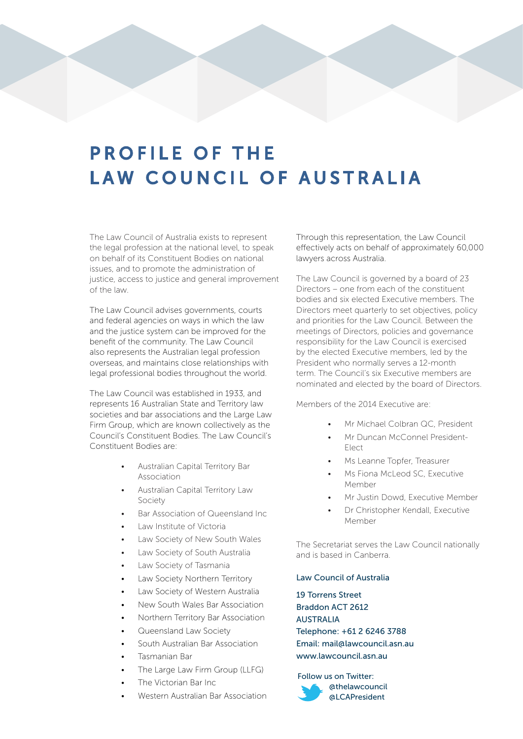# PROFILE OF THE LAW COUNCIL OF AUSTRALIA

The Law Council of Australia exists to represent the legal profession at the national level, to speak on behalf of its Constituent Bodies on national issues, and to promote the administration of justice, access to justice and general improvement of the law.

The Law Council advises governments, courts and federal agencies on ways in which the law and the justice system can be improved for the benefit of the community. The Law Council also represents the Australian legal profession overseas, and maintains close relationships with legal professional bodies throughout the world.

The Law Council was established in 1933, and represents 16 Australian State and Territory law societies and bar associations and the Large Law Firm Group, which are known collectively as the Council's Constituent Bodies. The Law Council's Constituent Bodies are:

- Australian Capital Territory Bar Association
- Australian Capital Territory Law Society
- Bar Association of Queensland Inc
- Law Institute of Victoria
- Law Society of New South Wales
- Law Society of South Australia
- Law Society of Tasmania
- Law Society Northern Territory
- Law Society of Western Australia
- New South Wales Bar Association
- Northern Territory Bar Association
- Queensland Law Society
- South Australian Bar Association
- Tasmanian Bar
- The Large Law Firm Group (LLFG)
- The Victorian Bar Inc
- Western Australian Bar Association

Through this representation, the Law Council effectively acts on behalf of approximately 60,000 lawyers across Australia.

The Law Council is governed by a board of 23 Directors – one from each of the constituent bodies and six elected Executive members. The Directors meet quarterly to set objectives, policy and priorities for the Law Council. Between the meetings of Directors, policies and governance responsibility for the Law Council is exercised by the elected Executive members, led by the President who normally serves a 12-month term. The Council's six Executive members are nominated and elected by the board of Directors.

Members of the 2014 Executive are:

- Mr Michael Colbran QC, President
- Mr Duncan McConnel President-Elect
- Ms Leanne Topfer, Treasurer
- Ms Fiona McLeod SC, Executive Member
- Mr Justin Dowd, Executive Member
- Dr Christopher Kendall, Executive Member

The Secretariat serves the Law Council nationally and is based in Canberra.

Law Council of Australia

19 Torrens Street
Braddon ACT 2612
AUSTRALIA
Telephone: +61 2 6246 3788
Email: mail@lawcouncil.asn.au
www.lawcouncil.asn.au

Follow us on Twitter:
@thelawcouncil
@LCAPresident